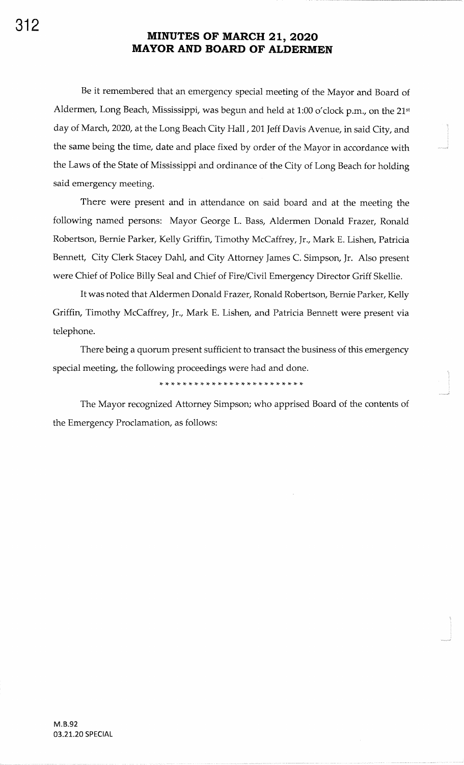# MINUTES OF MARCH 21, 2020
# MAYOR AND BOARD OF ALDERMEN

Be it remembered that an emergency special meeting of the Mayor and Board of Aldermen, Long Beach, Mississippi, was begun and held at 1:00 o'clock p.m., on the 21st day of March, 2020, at the Long Beach City Hall, 201 Jeff Davis Avenue, in said City, and the same being the time, date and place fixed by order of the Mayor in accordance with the Laws of the State of Mississippi and ordinance of the City of Long Beach for holding said emergency meeting.

There were present and in attendance on said board and at the meeting the following named persons: Mayor George L. Bass, Aldermen Donald Frazer, Ronald Robertson, Bernie Parker, Kelly Griffin, Timothy McCaffrey, Jr., Mark E. Lishen, Patricia Bennett, City Clerk Stacey Dahl, and City Attorney James C. Simpson, Jr. Also present were Chief of Police Billy Seal and Chief of Fire/Civil Emergency Director Griff Skellie.

It was noted that Aldermen Donald Frazer, Ronald Robertson, Bernie Parker, Kelly Griffin, Timothy McCaffrey, Jr., Mark E. Lishen, and Patricia Bennett were present via telephone.

There being a quorum present sufficient to transact the business of this emergency special meeting, the following proceedings were had and done.

\* \* \* \* \* \* \* \* \* \* \* \* \* \* \* \* \* \* \* \* \* \* \* \* \*

The Mayor recognized Attorney Simpson; who apprised Board of the contents of the Emergency Proclamation, as follows:

M.B.92
03.21.20 SPECIAL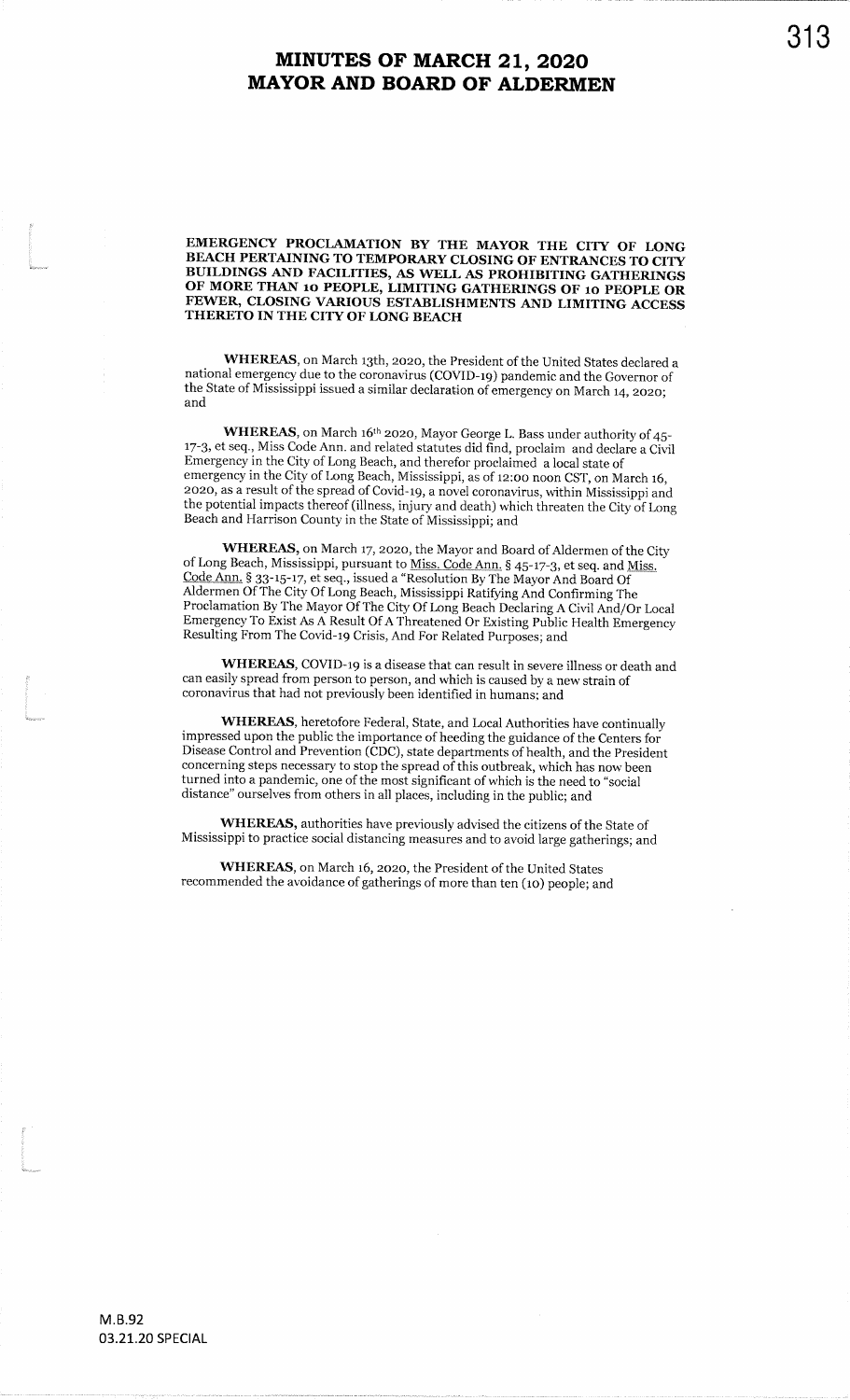# MINUTES OF MARCH 21, 2020
# MAYOR AND BOARD OF ALDERMEN

**EMERGENCY PROCLAMATION BY THE MAYOR THE CITY OF LONG BEACH PERTAINING TO TEMPORARY CLOSING OF ENTRANCES TO CITY BUILDINGS AND FACILITIES, AS WELL AS PROHIBITING GATHERINGS OF MORE THAN 10 PEOPLE, LIMITING GATHERINGS OF 10 PEOPLE OR FEWER, CLOSING VARIOUS ESTABLISHMENTS AND LIMITING ACCESS THERETO IN THE CITY OF LONG BEACH**

**WHEREAS**, on March 13th, 2020, the President of the United States declared a national emergency due to the coronavirus (COVID-19) pandemic and the Governor of the State of Mississippi issued a similar declaration of emergency on March 14, 2020; and

**WHEREAS**, on March 16th 2020, Mayor George L. Bass under authority of 45-17-3, et seq., Miss Code Ann. and related statutes did find, proclaim and declare a Civil Emergency in the City of Long Beach, and therefor proclaimed a local state of emergency in the City of Long Beach, Mississippi, as of 12:00 noon CST, on March 16, 2020, as a result of the spread of Covid-19, a novel coronavirus, within Mississippi and the potential impacts thereof (illness, injury and death) which threaten the City of Long Beach and Harrison County in the State of Mississippi; and

**WHEREAS**, on March 17, 2020, the Mayor and Board of Aldermen of the City of Long Beach, Mississippi, pursuant to Miss. Code Ann. § 45-17-3, et seq. and Miss. Code Ann. § 33-15-17, et seq., issued a "Resolution By The Mayor And Board Of Aldermen Of The City Of Long Beach, Mississippi Ratifying And Confirming The Proclamation By The Mayor Of The City Of Long Beach Declaring A Civil And/Or Local Emergency To Exist As A Result Of A Threatened Or Existing Public Health Emergency Resulting From The Covid-19 Crisis, And For Related Purposes; and

**WHEREAS**, COVID-19 is a disease that can result in severe illness or death and can easily spread from person to person, and which is caused by a new strain of coronavirus that had not previously been identified in humans; and

**WHEREAS**, heretofore Federal, State, and Local Authorities have continually impressed upon the public the importance of heeding the guidance of the Centers for Disease Control and Prevention (CDC), state departments of health, and the President concerning steps necessary to stop the spread of this outbreak, which has now been turned into a pandemic, one of the most significant of which is the need to "social distance" ourselves from others in all places, including in the public; and

**WHEREAS**, authorities have previously advised the citizens of the State of Mississippi to practice social distancing measures and to avoid large gatherings; and

**WHEREAS**, on March 16, 2020, the President of the United States recommended the avoidance of gatherings of more than ten (10) people; and

M.B.92
03.21.20 SPECIAL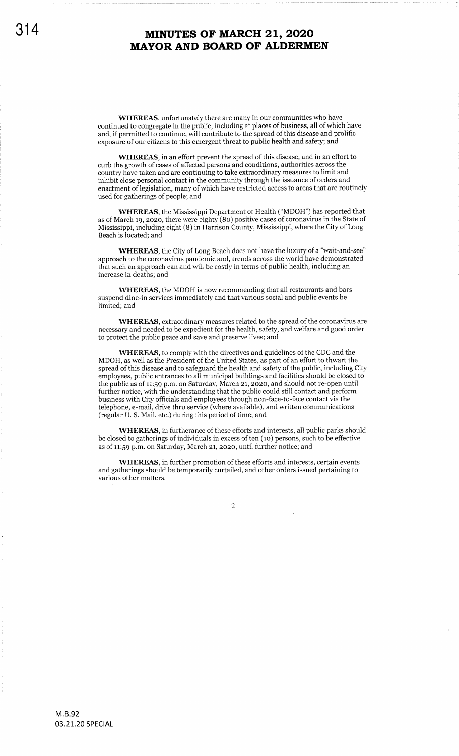**WHEREAS**, unfortunately there are many in our communities who have continued to congregate in the public, including at places of business, all of which have and, if permitted to continue, will contribute to the spread of this disease and prolific exposure of our citizens to this emergent threat to public health and safety; and

**WHEREAS**, in an effort prevent the spread of this disease, and in an effort to curb the growth of cases of affected persons and conditions, authorities across the country have taken and are continuing to take extraordinary measures to limit and inhibit close personal contact in the community through the issuance of orders and enactment of legislation, many of which have restricted access to areas that are routinely used for gatherings of people; and

**WHEREAS**, the Mississippi Department of Health ("MDOH") has reported that as of March 19, 2020, there were eighty (80) positive cases of coronavirus in the State of Mississippi, including eight (8) in Harrison County, Mississippi, where the City of Long Beach is located; and

**WHEREAS**, the City of Long Beach does not have the luxury of a "wait-and-see" approach to the coronavirus pandemic and, trends across the world have demonstrated that such an approach can and will be costly in terms of public health, including an increase in deaths; and

**WHEREAS**, the MDOH is now recommending that all restaurants and bars suspend dine-in services immediately and that various social and public events be limited; and

**WHEREAS**, extraordinary measures related to the spread of the coronavirus are necessary and needed to be expedient for the health, safety, and welfare and good order to protect the public peace and save and preserve lives; and

**WHEREAS**, to comply with the directives and guidelines of the CDC and the MDOH, as well as the President of the United States, as part of an effort to thwart the spread of this disease and to safeguard the health and safety of the public, including City employees, public entrances to all municipal buildings and facilities should be closed to the public as of 11:59 p.m. on Saturday, March 21, 2020, and should not re-open until further notice, with the understanding that the public could still contact and perform business with City officials and employees through non-face-to-face contact via the telephone, e-mail, drive thru service (where available), and written communications (regular U. S. Mail, etc.) during this period of time; and

**WHEREAS**, in furtherance of these efforts and interests, all public parks should be closed to gatherings of individuals in excess of ten (10) persons, such to be effective as of 11:59 p.m. on Saturday, March 21, 2020, until further notice; and

**WHEREAS**, in further promotion of these efforts and interests, certain events and gatherings should be temporarily curtailed, and other orders issued pertaining to various other matters.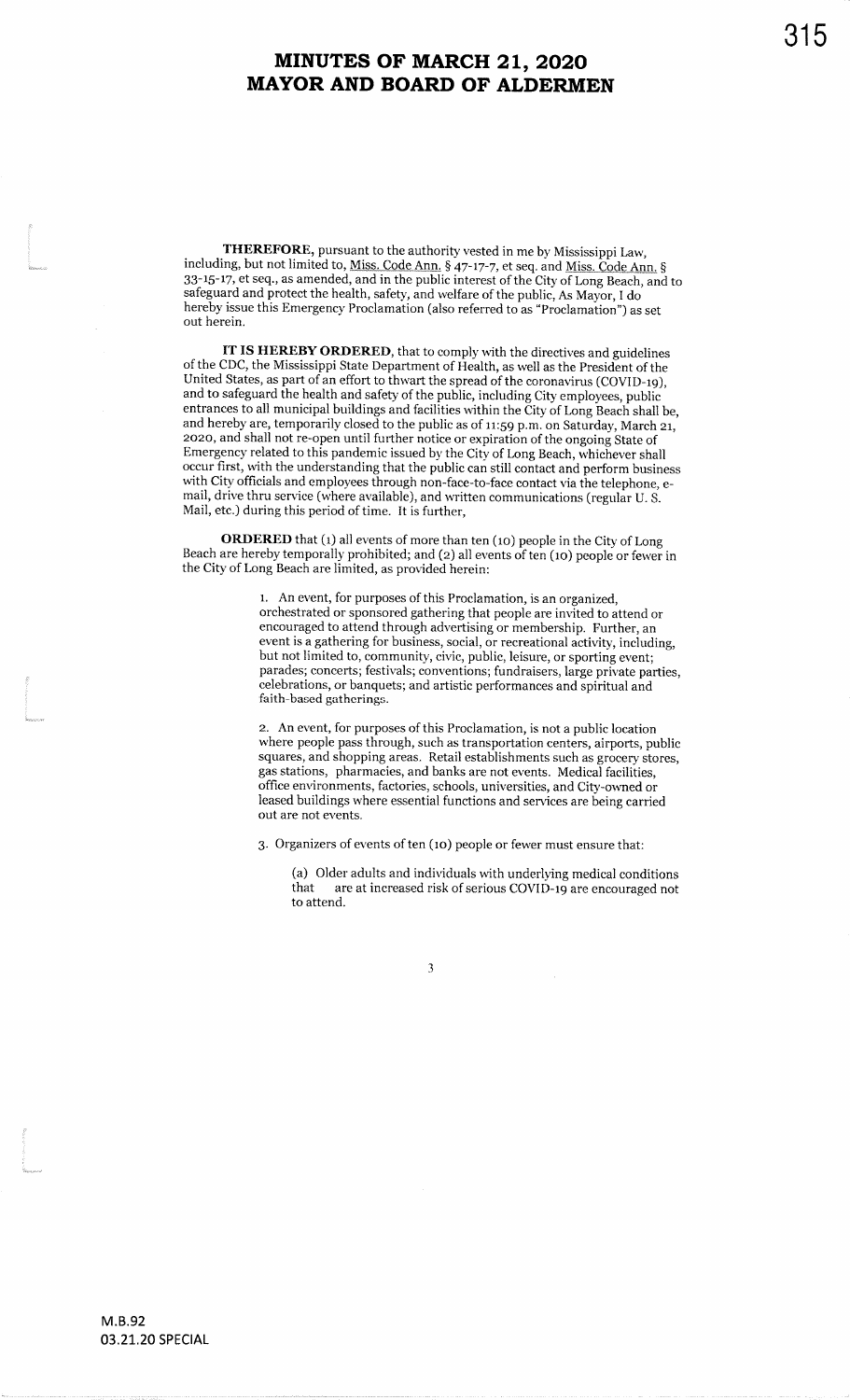# MINUTES OF MARCH 21, 2020
# MAYOR AND BOARD OF ALDERMEN

**THEREFORE,** pursuant to the authority vested in me by Mississippi Law, including, but not limited to, Miss. Code Ann. § 47-17-7, et seq. and Miss. Code Ann. § 33-15-17, et seq., as amended, and in the public interest of the City of Long Beach, and to safeguard and protect the health, safety, and welfare of the public, As Mayor, I do hereby issue this Emergency Proclamation (also referred to as "Proclamation") as set out herein.

**IT IS HEREBY ORDERED,** that to comply with the directives and guidelines of the CDC, the Mississippi State Department of Health, as well as the President of the United States, as part of an effort to thwart the spread of the coronavirus (COVID-19), and to safeguard the health and safety of the public, including City employees, public entrances to all municipal buildings and facilities within the City of Long Beach shall be, and hereby are, temporarily closed to the public as of 11:59 p.m. on Saturday, March 21, 2020, and shall not re-open until further notice or expiration of the ongoing State of Emergency related to this pandemic issued by the City of Long Beach, whichever shall occur first, with the understanding that the public can still contact and perform business with City officials and employees through non-face-to-face contact via the telephone, e-mail, drive thru service (where available), and written communications (regular U. S. Mail, etc.) during this period of time. It is further,

**ORDERED** that (1) all events of more than ten (10) people in the City of Long Beach are hereby temporally prohibited; and (2) all events of ten (10) people or fewer in the City of Long Beach are limited, as provided herein:

1. An event, for purposes of this Proclamation, is an organized, orchestrated or sponsored gathering that people are invited to attend or encouraged to attend through advertising or membership. Further, an event is a gathering for business, social, or recreational activity, including, but not limited to, community, civic, public, leisure, or sporting event; parades; concerts; festivals; conventions; fundraisers, large private parties, celebrations, or banquets; and artistic performances and spiritual and faith-based gatherings.

2. An event, for purposes of this Proclamation, is not a public location where people pass through, such as transportation centers, airports, public squares, and shopping areas. Retail establishments such as grocery stores, gas stations, pharmacies, and banks are not events. Medical facilities, office environments, factories, schools, universities, and City-owned or leased buildings where essential functions and services are being carried out are not events.

3. Organizers of events of ten (10) people or fewer must ensure that:

   (a) Older adults and individuals with underlying medical conditions that are at increased risk of serious COVID-19 are encouraged not to attend.

M.B.92
03.21.20 SPECIAL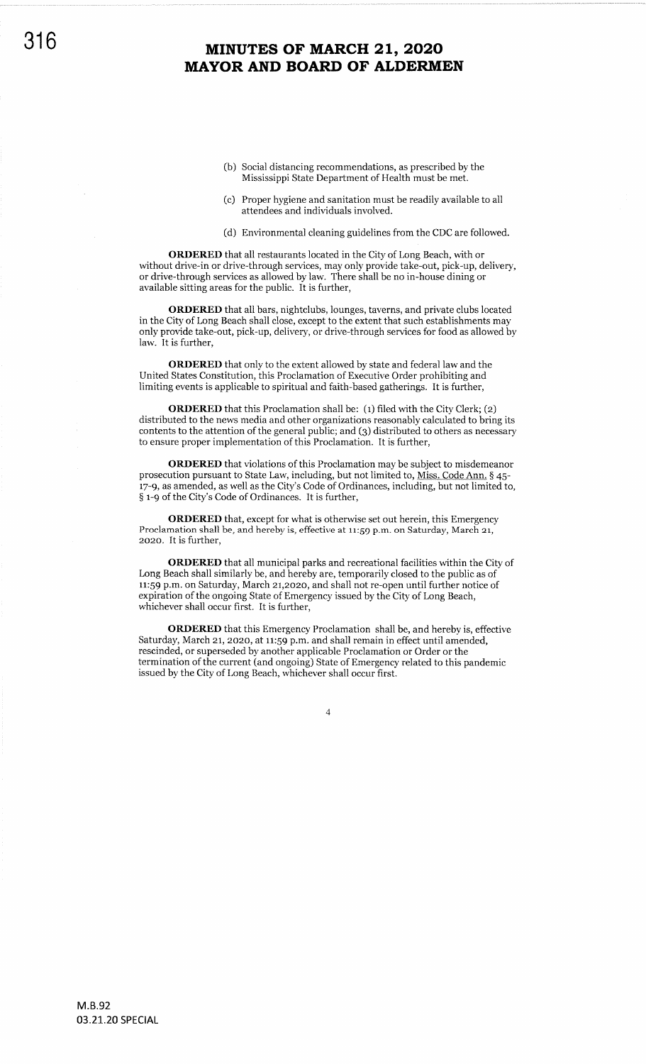# MINUTES OF MARCH 21, 2020
# MAYOR AND BOARD OF ALDERMEN

(b) Social distancing recommendations, as prescribed by the Mississippi State Department of Health must be met.

(c) Proper hygiene and sanitation must be readily available to all attendees and individuals involved.

(d) Environmental cleaning guidelines from the CDC are followed.

**ORDERED** that all restaurants located in the City of Long Beach, with or without drive-in or drive-through services, may only provide take-out, pick-up, delivery, or drive-through services as allowed by law. There shall be no in-house dining or available sitting areas for the public. It is further,

**ORDERED** that all bars, nightclubs, lounges, taverns, and private clubs located in the City of Long Beach shall close, except to the extent that such establishments may only provide take-out, pick-up, delivery, or drive-through services for food as allowed by law. It is further,

**ORDERED** that only to the extent allowed by state and federal law and the United States Constitution, this Proclamation of Executive Order prohibiting and limiting events is applicable to spiritual and faith-based gatherings. It is further,

**ORDERED** that this Proclamation shall be: (1) filed with the City Clerk; (2) distributed to the news media and other organizations reasonably calculated to bring its contents to the attention of the general public; and (3) distributed to others as necessary to ensure proper implementation of this Proclamation. It is further,

**ORDERED** that violations of this Proclamation may be subject to misdemeanor prosecution pursuant to State Law, including, but not limited to, Miss. Code Ann. § 45-17-9, as amended, as well as the City's Code of Ordinances, including, but not limited to, § 1-9 of the City's Code of Ordinances. It is further,

**ORDERED** that, except for what is otherwise set out herein, this Emergency Proclamation shall be, and hereby is, effective at 11:59 p.m. on Saturday, March 21, 2020. It is further,

**ORDERED** that all municipal parks and recreational facilities within the City of Long Beach shall similarly be, and hereby are, temporarily closed to the public as of 11:59 p.m. on Saturday, March 21,2020, and shall not re-open until further notice of expiration of the ongoing State of Emergency issued by the City of Long Beach, whichever shall occur first. It is further,

**ORDERED** that this Emergency Proclamation shall be, and hereby is, effective Saturday, March 21, 2020, at 11:59 p.m. and shall remain in effect until amended, rescinded, or superseded by another applicable Proclamation or Order or the termination of the current (and ongoing) State of Emergency related to this pandemic issued by the City of Long Beach, whichever shall occur first.

M.B.92
03.21.20 SPECIAL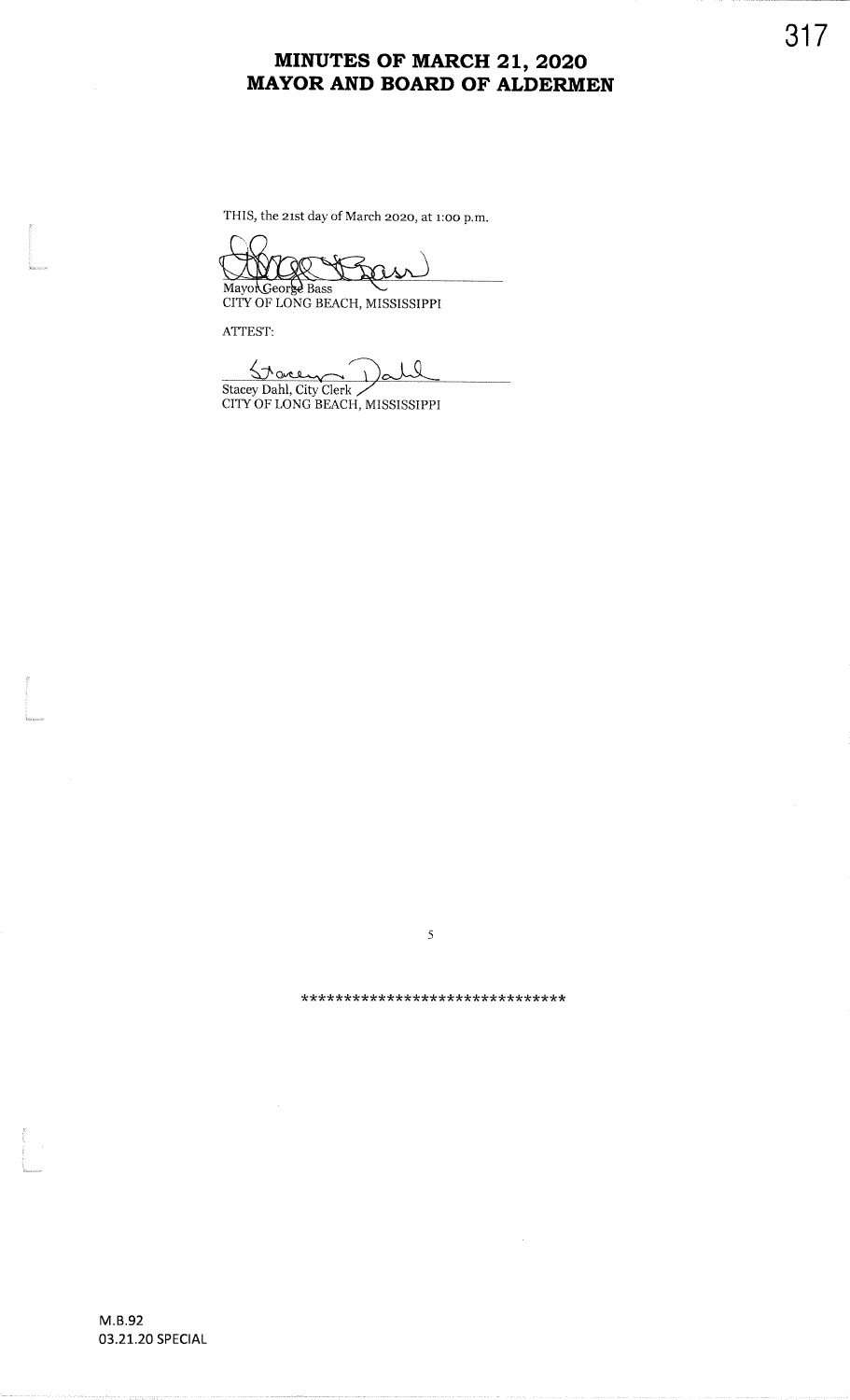# MINUTES OF MARCH 21, 2020
# MAYOR AND BOARD OF ALDERMEN

THIS, the 21st day of March 2020, at 1:00 p.m.

Mayor George Bass
CITY OF LONG BEACH, MISSISSIPPI

ATTEST:

Stacey Dahl, City Clerk
CITY OF LONG BEACH, MISSISSIPPI

******************************

M.B.92
03.21.20 SPECIAL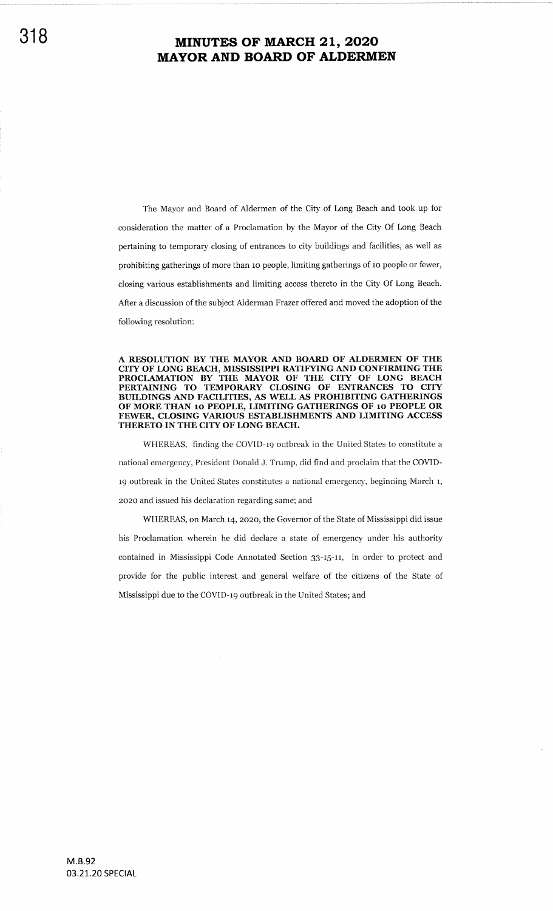# MINUTES OF MARCH 21, 2020
# MAYOR AND BOARD OF ALDERMEN

The Mayor and Board of Aldermen of the City of Long Beach and took up for consideration the matter of a Proclamation by the Mayor of the City Of Long Beach pertaining to temporary closing of entrances to city buildings and facilities, as well as prohibiting gatherings of more than 10 people, limiting gatherings of 10 people or fewer, closing various establishments and limiting access thereto in the City Of Long Beach. After a discussion of the subject Alderman Frazer offered and moved the adoption of the following resolution:

**A RESOLUTION BY THE MAYOR AND BOARD OF ALDERMEN OF THE CITY OF LONG BEACH, MISSISSIPPI RATIFYING AND CONFIRMING THE PROCLAMATION BY THE MAYOR OF THE CITY OF LONG BEACH PERTAINING TO TEMPORARY CLOSING OF ENTRANCES TO CITY BUILDINGS AND FACILITIES, AS WELL AS PROHIBITING GATHERINGS OF MORE THAN 10 PEOPLE, LIMITING GATHERINGS OF 10 PEOPLE OR FEWER, CLOSING VARIOUS ESTABLISHMENTS AND LIMITING ACCESS THERETO IN THE CITY OF LONG BEACH.**

WHEREAS, finding the COVID-19 outbreak in the United States to constitute a national emergency, President Donald J. Trump, did find and proclaim that the COVID-19 outbreak in the United States constitutes a national emergency, beginning March 1, 2020 and issued his declaration regarding same; and

WHEREAS, on March 14, 2020, the Governor of the State of Mississippi did issue his Proclamation wherein he did declare a state of emergency under his authority contained in Mississippi Code Annotated Section 33-15-11, in order to protect and provide for the public interest and general welfare of the citizens of the State of Mississippi due to the COVID-19 outbreak in the United States; and

M.B.92
03.21.20 SPECIAL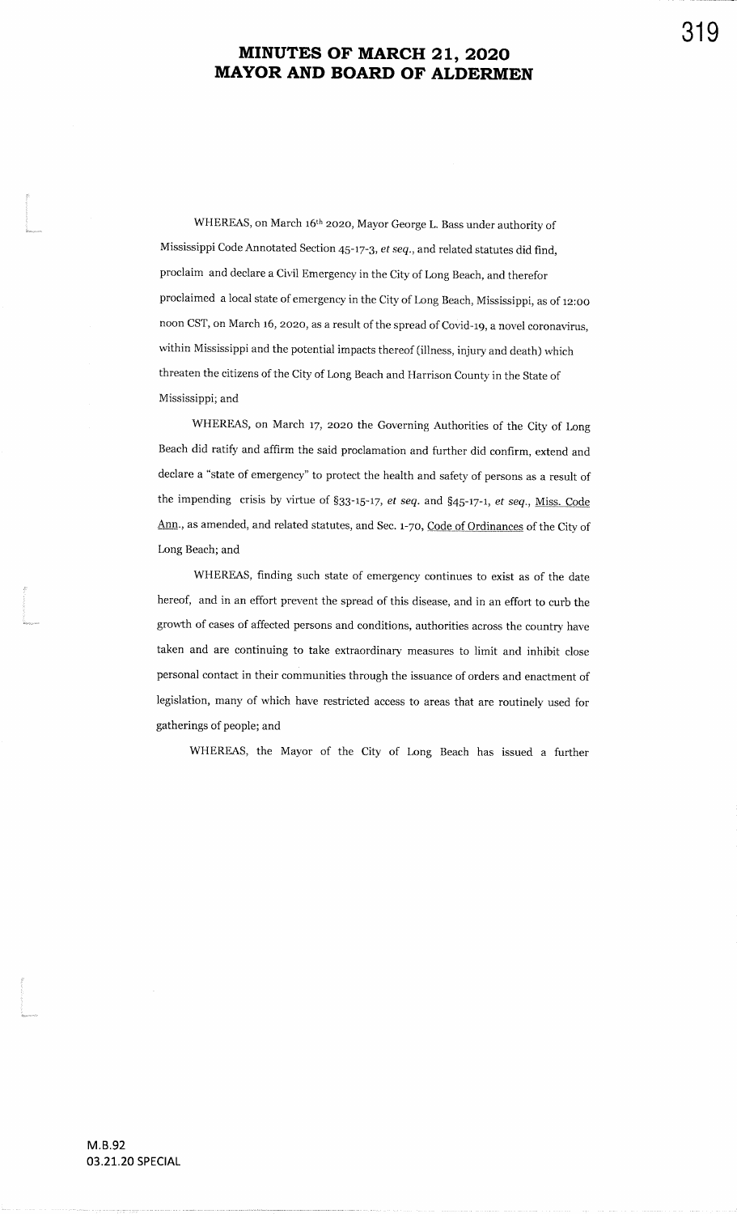# MINUTES OF MARCH 21, 2020
# MAYOR AND BOARD OF ALDERMEN

WHEREAS, on March 16th 2020, Mayor George L. Bass under authority of Mississippi Code Annotated Section 45-17-3, *et seq.*, and related statutes did find, proclaim and declare a Civil Emergency in the City of Long Beach, and therefor proclaimed a local state of emergency in the City of Long Beach, Mississippi, as of 12:00 noon CST, on March 16, 2020, as a result of the spread of Covid-19, a novel coronavirus, within Mississippi and the potential impacts thereof (illness, injury and death) which threaten the citizens of the City of Long Beach and Harrison County in the State of Mississippi; and

WHEREAS, on March 17, 2020 the Governing Authorities of the City of Long Beach did ratify and affirm the said proclamation and further did confirm, extend and declare a "state of emergency" to protect the health and safety of persons as a result of the impending crisis by virtue of §33-15-17, *et seq.* and §45-17-1, *et seq.*, Miss. Code Ann., as amended, and related statutes, and Sec. 1-70, Code of Ordinances of the City of Long Beach; and

WHEREAS, finding such state of emergency continues to exist as of the date hereof, and in an effort prevent the spread of this disease, and in an effort to curb the growth of cases of affected persons and conditions, authorities across the country have taken and are continuing to take extraordinary measures to limit and inhibit close personal contact in their communities through the issuance of orders and enactment of legislation, many of which have restricted access to areas that are routinely used for gatherings of people; and

WHEREAS, the Mayor of the City of Long Beach has issued a further

M.B.92
03.21.20 SPECIAL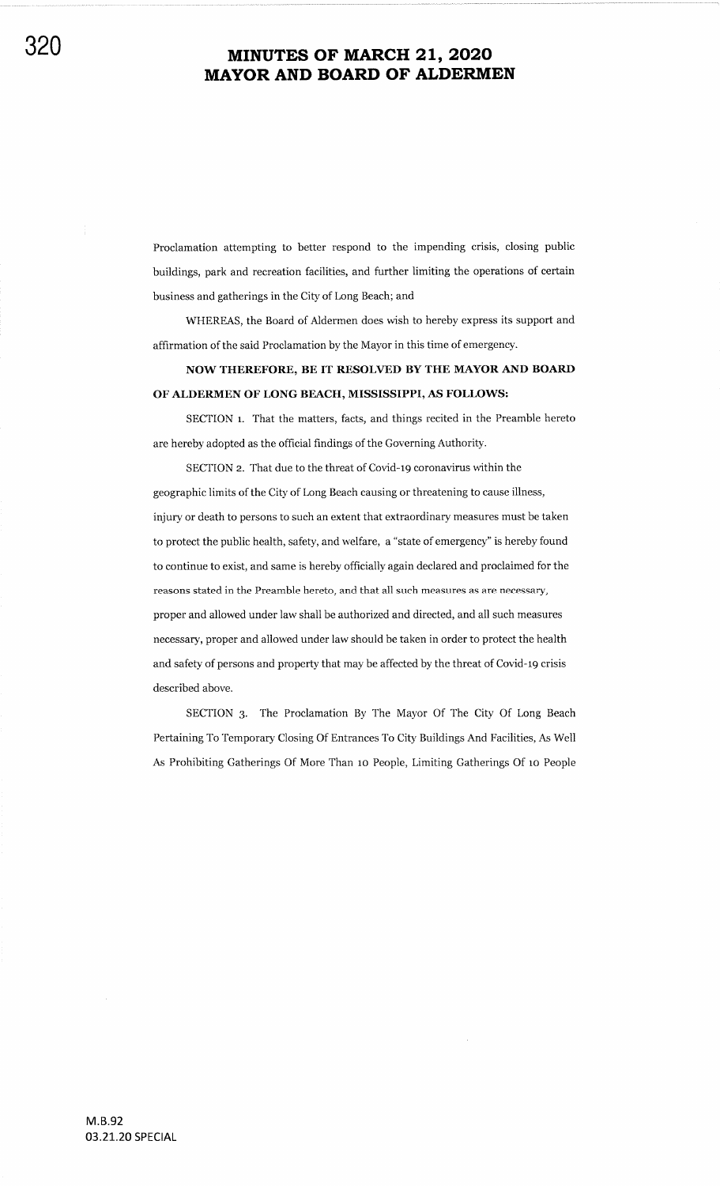# MINUTES OF MARCH 21, 2020
# MAYOR AND BOARD OF ALDERMEN

Proclamation attempting to better respond to the impending crisis, closing public buildings, park and recreation facilities, and further limiting the operations of certain business and gatherings in the City of Long Beach; and

WHEREAS, the Board of Aldermen does wish to hereby express its support and affirmation of the said Proclamation by the Mayor in this time of emergency.

**NOW THEREFORE, BE IT RESOLVED BY THE MAYOR AND BOARD OF ALDERMEN OF LONG BEACH, MISSISSIPPI, AS FOLLOWS:**

SECTION 1. That the matters, facts, and things recited in the Preamble hereto are hereby adopted as the official findings of the Governing Authority.

SECTION 2. That due to the threat of Covid-19 coronavirus within the geographic limits of the City of Long Beach causing or threatening to cause illness, injury or death to persons to such an extent that extraordinary measures must be taken to protect the public health, safety, and welfare, a "state of emergency" is hereby found to continue to exist, and same is hereby officially again declared and proclaimed for the reasons stated in the Preamble hereto, and that all such measures as are necessary, proper and allowed under law shall be authorized and directed, and all such measures necessary, proper and allowed under law should be taken in order to protect the health and safety of persons and property that may be affected by the threat of Covid-19 crisis described above.

SECTION 3. The Proclamation By The Mayor Of The City Of Long Beach Pertaining To Temporary Closing Of Entrances To City Buildings And Facilities, As Well As Prohibiting Gatherings Of More Than 10 People, Limiting Gatherings Of 10 People

M.B.92
03.21.20 SPECIAL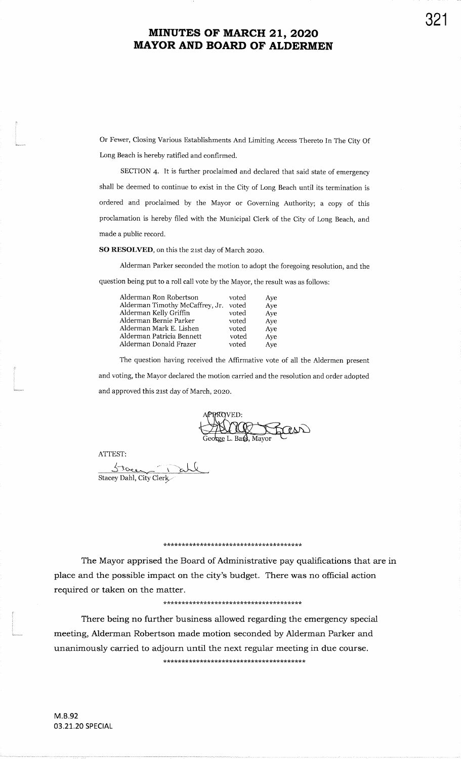# MINUTES OF MARCH 21, 2020
# MAYOR AND BOARD OF ALDERMEN

Or Fewer, Closing Various Establishments And Limiting Access Thereto In The City Of Long Beach is hereby ratified and confirmed.

SECTION 4. It is further proclaimed and declared that said state of emergency shall be deemed to continue to exist in the City of Long Beach until its termination is ordered and proclaimed by the Mayor or Governing Authority; a copy of this proclamation is hereby filed with the Municipal Clerk of the City of Long Beach, and made a public record.

**SO RESOLVED**, on this the 21st day of March 2020.

Alderman Parker seconded the motion to adopt the foregoing resolution, and the question being put to a roll call vote by the Mayor, the result was as follows:

| | | |
|---|---|---|
| Alderman Ron Robertson | voted | Aye |
| Alderman Timothy McCaffrey, Jr. | voted | Aye |
| Alderman Kelly Griffin | voted | Aye |
| Alderman Bernie Parker | voted | Aye |
| Alderman Mark E. Lishen | voted | Aye |
| Alderman Patricia Bennett | voted | Aye |
| Alderman Donald Frazer | voted | Aye |

The question having received the Affirmative vote of all the Aldermen present and voting, the Mayor declared the motion carried and the resolution and order adopted and approved this 21st day of March, 2020.

APPROVED:

George L. Bass, Mayor

ATTEST:

Stacey Dahl, City Clerk

\*\*\*\*\*\*\*\*\*\*\*\*\*\*\*\*\*\*\*\*\*\*\*\*\*\*\*\*\*\*\*\*\*\*\*\*\*\*\*

The Mayor apprised the Board of Administrative pay qualifications that are in place and the possible impact on the city's budget. There was no official action required or taken on the matter.

\*\*\*\*\*\*\*\*\*\*\*\*\*\*\*\*\*\*\*\*\*\*\*\*\*\*\*\*\*\*\*\*\*\*\*\*\*\*\*

There being no further business allowed regarding the emergency special meeting, Alderman Robertson made motion seconded by Alderman Parker and unanimously carried to adjourn until the next regular meeting in due course.

\*\*\*\*\*\*\*\*\*\*\*\*\*\*\*\*\*\*\*\*\*\*\*\*\*\*\*\*\*\*\*\*\*\*\*\*\*\*\*

M.B.92
03.21.20 SPECIAL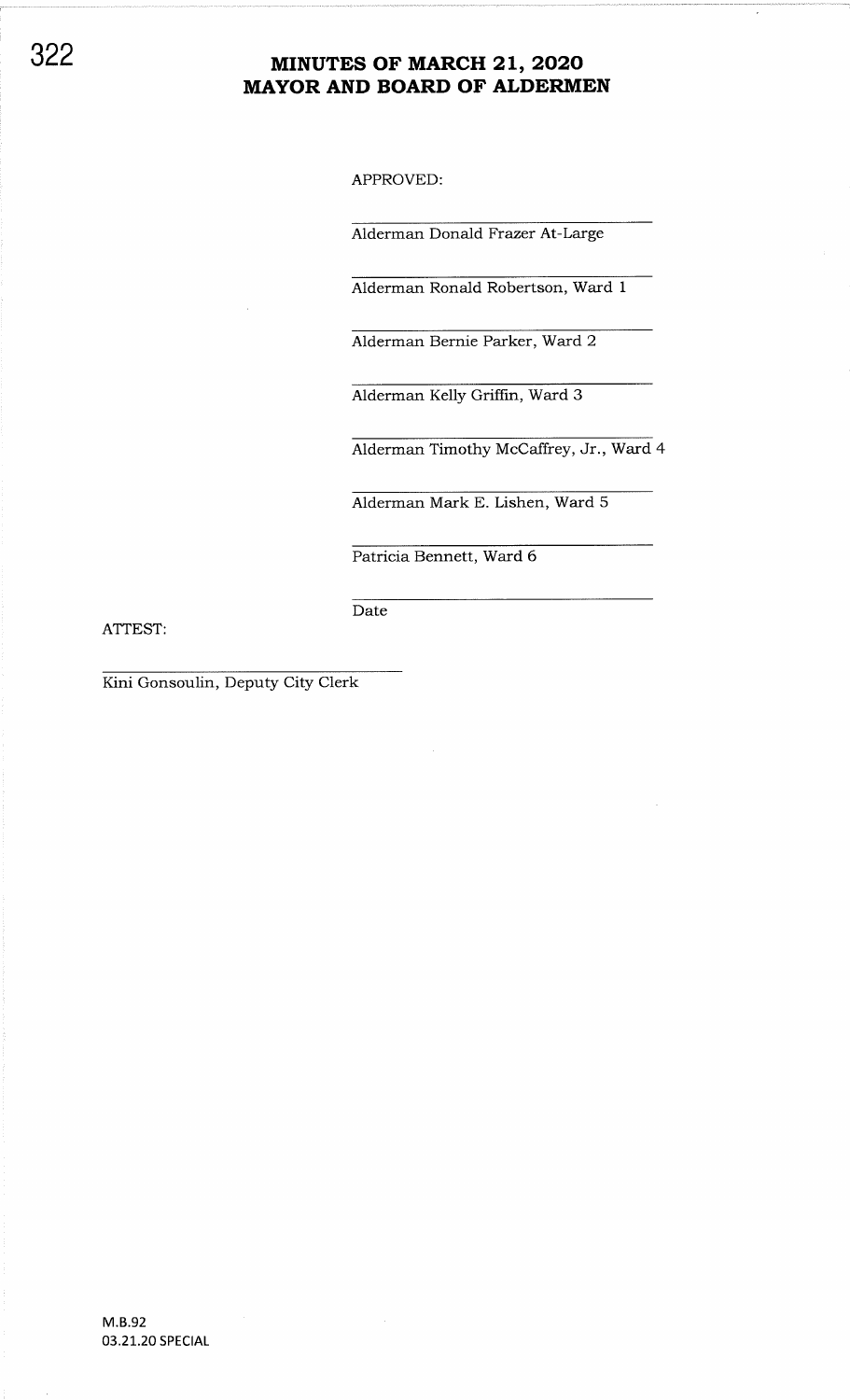# MINUTES OF MARCH 21, 2020
# MAYOR AND BOARD OF ALDERMEN

APPROVED:

_________________________________
Alderman Donald Frazer At-Large

_________________________________
Alderman Ronald Robertson, Ward 1

_________________________________
Alderman Bernie Parker, Ward 2

_________________________________
Alderman Kelly Griffin, Ward 3

_________________________________
Alderman Timothy McCaffrey, Jr., Ward 4

_________________________________
Alderman Mark E. Lishen, Ward 5

_________________________________
Patricia Bennett, Ward 6

_________________________________
Date

ATTEST:

_________________________________
Kini Gonsoulin, Deputy City Clerk

M.B.92
03.21.20 SPECIAL